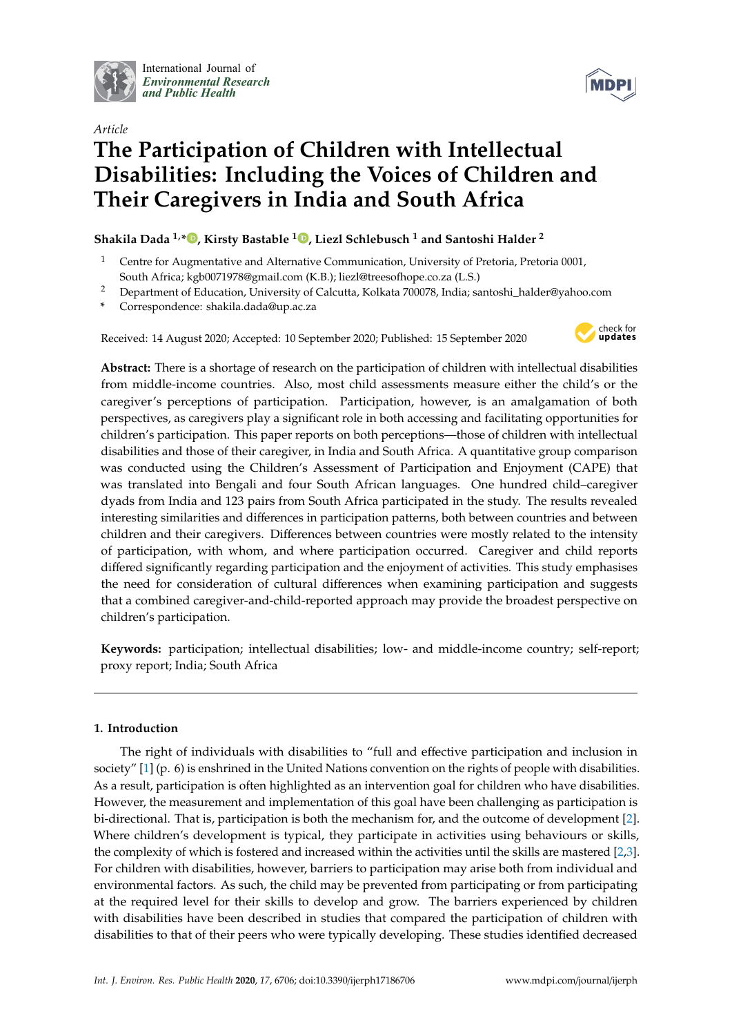International Journal of *Environmental Research and Public Health*

*Article*

# The Participation of Children with Intellectual Disabilities: Including the Voices of Children and Their Caregivers in India and South Africa

**Shakila Dada [1,*], Kirsty Bastable [1], Liezl Schlebusch [1] and Santoshi Halder [2]**

[1] Centre for Augmentative and Alternative Communication, University of Pretoria, Pretoria 0001, South Africa; kgb0071978@gmail.com (K.B.); liezl@treesofhope.co.za (L.S.)

[2] Department of Education, University of Calcutta, Kolkata 700078, India; santoshi_halder@yahoo.com

\* Correspondence: shakila.dada@up.ac.za

Received: 14 August 2020; Accepted: 10 September 2020; Published: 15 September 2020

**Abstract:** There is a shortage of research on the participation of children with intellectual disabilities from middle-income countries. Also, most child assessments measure either the child's or the caregiver's perceptions of participation. Participation, however, is an amalgamation of both perspectives, as caregivers play a significant role in both accessing and facilitating opportunities for children's participation. This paper reports on both perceptions—those of children with intellectual disabilities and those of their caregiver, in India and South Africa. A quantitative group comparison was conducted using the Children's Assessment of Participation and Enjoyment (CAPE) that was translated into Bengali and four South African languages. One hundred child–caregiver dyads from India and 123 pairs from South Africa participated in the study. The results revealed interesting similarities and differences in participation patterns, both between countries and between children and their caregivers. Differences between countries were mostly related to the intensity of participation, with whom, and where participation occurred. Caregiver and child reports differed significantly regarding participation and the enjoyment of activities. This study emphasises the need for consideration of cultural differences when examining participation and suggests that a combined caregiver-and-child-reported approach may provide the broadest perspective on children's participation.

**Keywords:** participation; intellectual disabilities; low- and middle-income country; self-report; proxy report; India; South Africa

## 1. Introduction

The right of individuals with disabilities to "full and effective participation and inclusion in society" [1] (p. 6) is enshrined in the United Nations convention on the rights of people with disabilities. As a result, participation is often highlighted as an intervention goal for children who have disabilities. However, the measurement and implementation of this goal have been challenging as participation is bi-directional. That is, participation is both the mechanism for, and the outcome of development [2]. Where children's development is typical, they participate in activities using behaviours or skills, the complexity of which is fostered and increased within the activities until the skills are mastered [2,3]. For children with disabilities, however, barriers to participation may arise both from individual and environmental factors. As such, the child may be prevented from participating or from participating at the required level for their skills to develop and grow. The barriers experienced by children with disabilities have been described in studies that compared the participation of children with disabilities to that of their peers who were typically developing. These studies identified decreased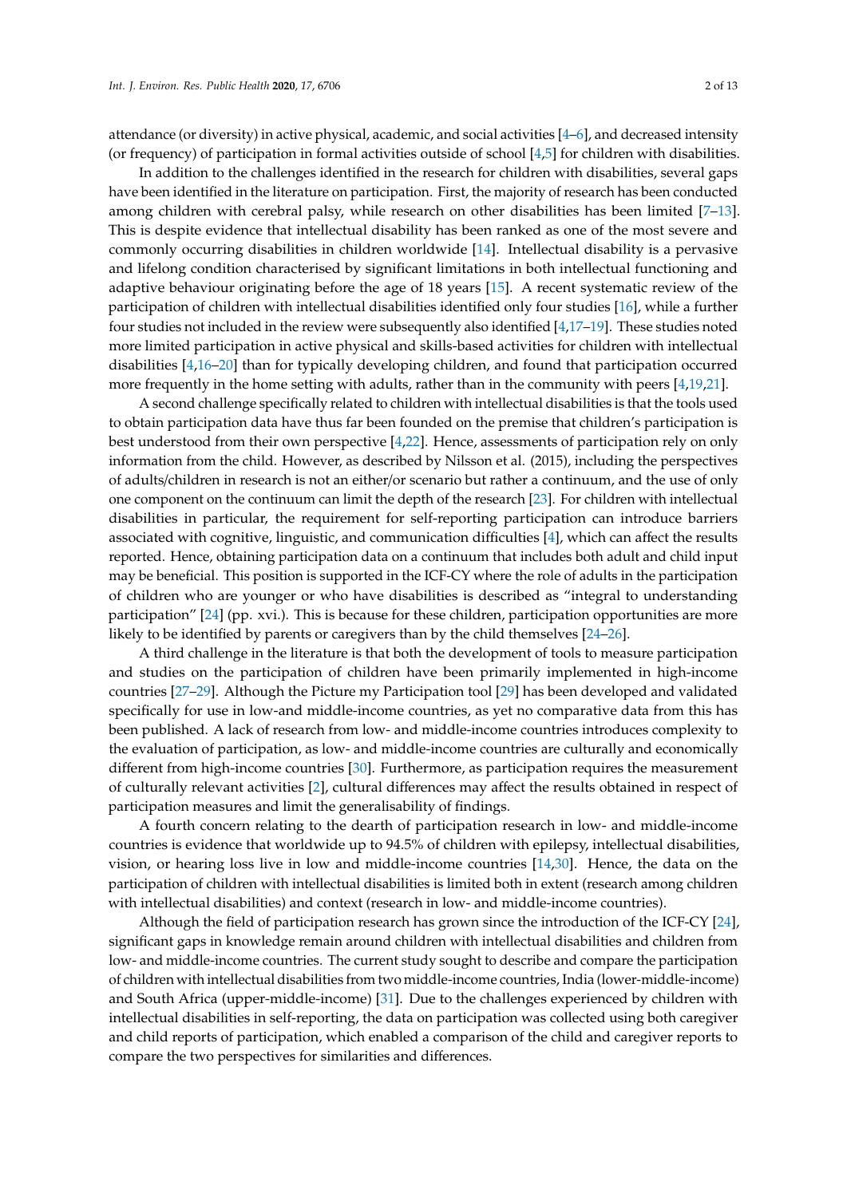attendance (or diversity) in active physical, academic, and social activities [4–6], and decreased intensity (or frequency) of participation in formal activities outside of school [4,5] for children with disabilities.

In addition to the challenges identified in the research for children with disabilities, several gaps have been identified in the literature on participation. First, the majority of research has been conducted among children with cerebral palsy, while research on other disabilities has been limited [7–13]. This is despite evidence that intellectual disability has been ranked as one of the most severe and commonly occurring disabilities in children worldwide [14]. Intellectual disability is a pervasive and lifelong condition characterised by significant limitations in both intellectual functioning and adaptive behaviour originating before the age of 18 years [15]. A recent systematic review of the participation of children with intellectual disabilities identified only four studies [16], while a further four studies not included in the review were subsequently also identified [4,17–19]. These studies noted more limited participation in active physical and skills-based activities for children with intellectual disabilities [4,16–20] than for typically developing children, and found that participation occurred more frequently in the home setting with adults, rather than in the community with peers [4,19,21].

A second challenge specifically related to children with intellectual disabilities is that the tools used to obtain participation data have thus far been founded on the premise that children's participation is best understood from their own perspective [4,22]. Hence, assessments of participation rely on only information from the child. However, as described by Nilsson et al. (2015), including the perspectives of adults/children in research is not an either/or scenario but rather a continuum, and the use of only one component on the continuum can limit the depth of the research [23]. For children with intellectual disabilities in particular, the requirement for self-reporting participation can introduce barriers associated with cognitive, linguistic, and communication difficulties [4], which can affect the results reported. Hence, obtaining participation data on a continuum that includes both adult and child input may be beneficial. This position is supported in the ICF-CY where the role of adults in the participation of children who are younger or who have disabilities is described as "integral to understanding participation" [24] (pp. xvi.). This is because for these children, participation opportunities are more likely to be identified by parents or caregivers than by the child themselves [24–26].

A third challenge in the literature is that both the development of tools to measure participation and studies on the participation of children have been primarily implemented in high-income countries [27–29]. Although the Picture my Participation tool [29] has been developed and validated specifically for use in low-and middle-income countries, as yet no comparative data from this has been published. A lack of research from low- and middle-income countries introduces complexity to the evaluation of participation, as low- and middle-income countries are culturally and economically different from high-income countries [30]. Furthermore, as participation requires the measurement of culturally relevant activities [2], cultural differences may affect the results obtained in respect of participation measures and limit the generalisability of findings.

A fourth concern relating to the dearth of participation research in low- and middle-income countries is evidence that worldwide up to 94.5% of children with epilepsy, intellectual disabilities, vision, or hearing loss live in low and middle-income countries [14,30]. Hence, the data on the participation of children with intellectual disabilities is limited both in extent (research among children with intellectual disabilities) and context (research in low- and middle-income countries).

Although the field of participation research has grown since the introduction of the ICF-CY [24], significant gaps in knowledge remain around children with intellectual disabilities and children from low- and middle-income countries. The current study sought to describe and compare the participation of children with intellectual disabilities from two middle-income countries, India (lower-middle-income) and South Africa (upper-middle-income) [31]. Due to the challenges experienced by children with intellectual disabilities in self-reporting, the data on participation was collected using both caregiver and child reports of participation, which enabled a comparison of the child and caregiver reports to compare the two perspectives for similarities and differences.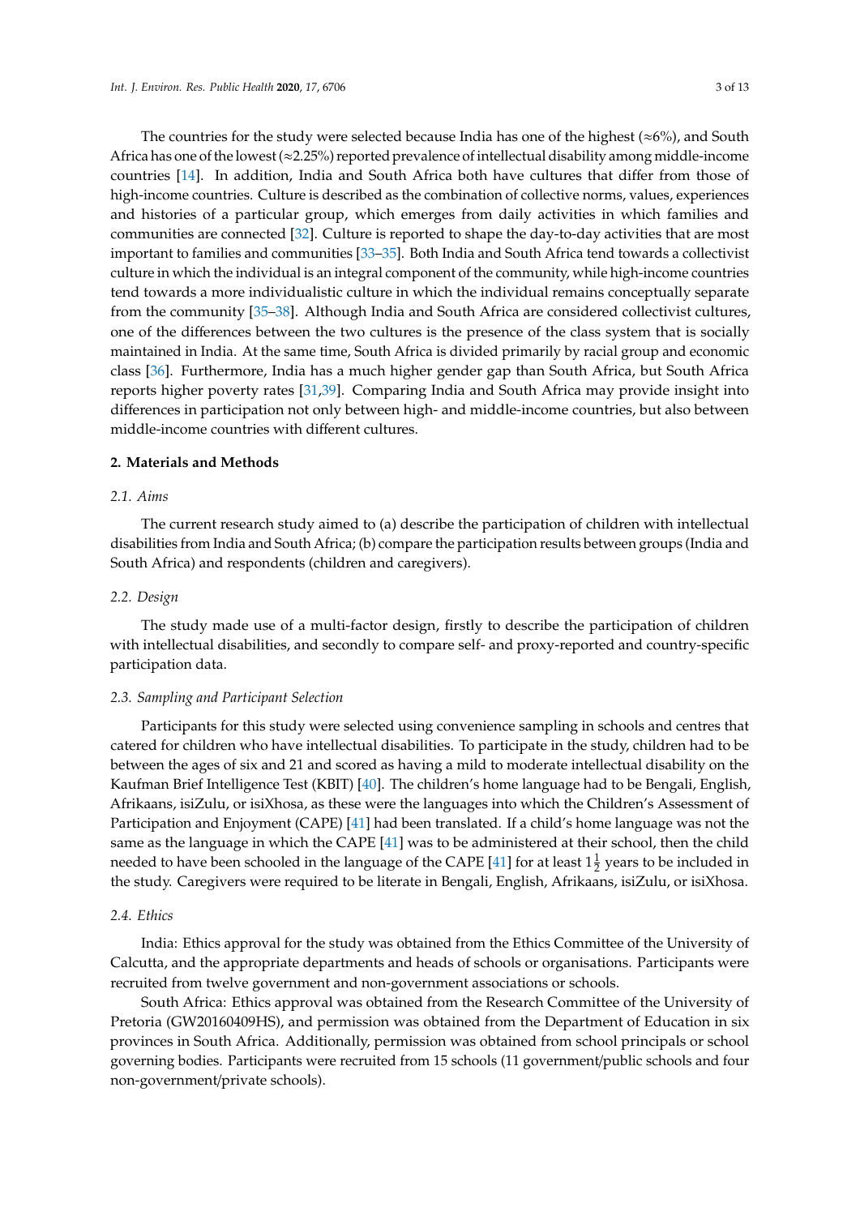The countries for the study were selected because India has one of the highest (≈6%), and South Africa has one of the lowest (≈2.25%) reported prevalence of intellectual disability among middle-income countries [14]. In addition, India and South Africa both have cultures that differ from those of high-income countries. Culture is described as the combination of collective norms, values, experiences and histories of a particular group, which emerges from daily activities in which families and communities are connected [32]. Culture is reported to shape the day-to-day activities that are most important to families and communities [33–35]. Both India and South Africa tend towards a collectivist culture in which the individual is an integral component of the community, while high-income countries tend towards a more individualistic culture in which the individual remains conceptually separate from the community [35–38]. Although India and South Africa are considered collectivist cultures, one of the differences between the two cultures is the presence of the class system that is socially maintained in India. At the same time, South Africa is divided primarily by racial group and economic class [36]. Furthermore, India has a much higher gender gap than South Africa, but South Africa reports higher poverty rates [31,39]. Comparing India and South Africa may provide insight into differences in participation not only between high- and middle-income countries, but also between middle-income countries with different cultures.

## 2. Materials and Methods

### 2.1. Aims

The current research study aimed to (a) describe the participation of children with intellectual disabilities from India and South Africa; (b) compare the participation results between groups (India and South Africa) and respondents (children and caregivers).

### 2.2. Design

The study made use of a multi-factor design, firstly to describe the participation of children with intellectual disabilities, and secondly to compare self- and proxy-reported and country-specific participation data.

### 2.3. Sampling and Participant Selection

Participants for this study were selected using convenience sampling in schools and centres that catered for children who have intellectual disabilities. To participate in the study, children had to be between the ages of six and 21 and scored as having a mild to moderate intellectual disability on the Kaufman Brief Intelligence Test (KBIT) [40]. The children's home language had to be Bengali, English, Afrikaans, isiZulu, or isiXhosa, as these were the languages into which the Children's Assessment of Participation and Enjoyment (CAPE) [41] had been translated. If a child's home language was not the same as the language in which the CAPE [41] was to be administered at their school, then the child needed to have been schooled in the language of the CAPE [41] for at least $1\frac{1}{2}$ years to be included in the study. Caregivers were required to be literate in Bengali, English, Afrikaans, isiZulu, or isiXhosa.

### 2.4. Ethics

India: Ethics approval for the study was obtained from the Ethics Committee of the University of Calcutta, and the appropriate departments and heads of schools or organisations. Participants were recruited from twelve government and non-government associations or schools.

South Africa: Ethics approval was obtained from the Research Committee of the University of Pretoria (GW20160409HS), and permission was obtained from the Department of Education in six provinces in South Africa. Additionally, permission was obtained from school principals or school governing bodies. Participants were recruited from 15 schools (11 government/public schools and four non-government/private schools).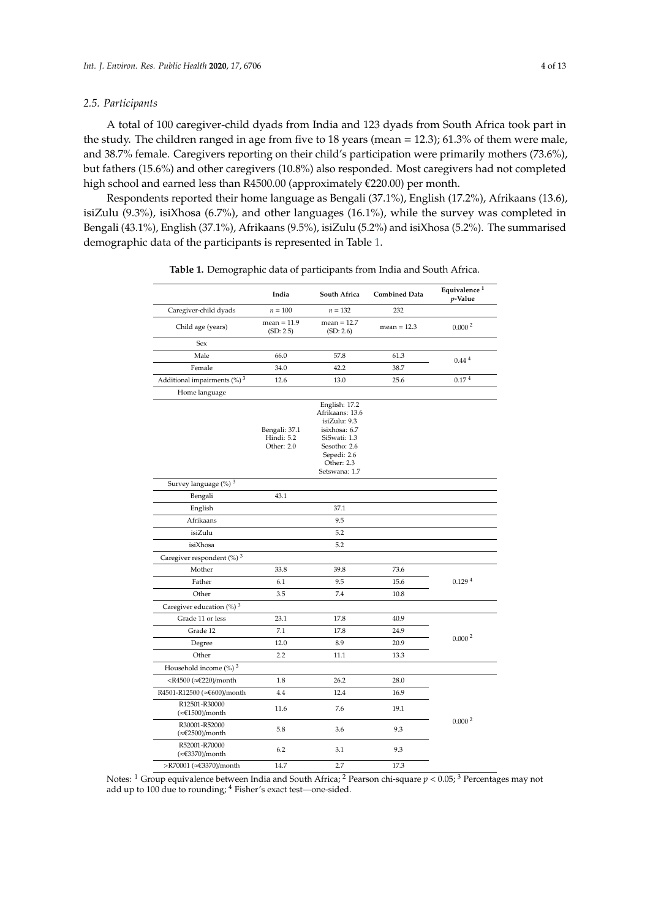### 2.5. Participants

A total of 100 caregiver-child dyads from India and 123 dyads from South Africa took part in the study. The children ranged in age from five to 18 years (mean = 12.3); 61.3% of them were male, and 38.7% female. Caregivers reporting on their child's participation were primarily mothers (73.6%), but fathers (15.6%) and other caregivers (10.8%) also responded. Most caregivers had not completed high school and earned less than R4500.00 (approximately €220.00) per month.

Respondents reported their home language as Bengali (37.1%), English (17.2%), Afrikaans (13.6), isiZulu (9.3%), isiXhosa (6.7%), and other languages (16.1%), while the survey was completed in Bengali (43.1%), English (37.1%), Afrikaans (9.5%), isiZulu (5.2%) and isiXhosa (5.2%). The summarised demographic data of the participants is represented in Table 1.

**Table 1.** Demographic data of participants from India and South Africa.

| | India | South Africa | Combined Data | Equivalence [1] $p$-Value |
|---|---|---|---|---|
| Caregiver-child dyads | $n = 100$ | $n = 132$ | 232 | |
| Child age (years) | mean = 11.9 (SD: 2.5) | mean = 12.7 (SD: 2.6) | mean = 12.3 | 0.000 [2] |
| Sex | | | | |
| Male | 66.0 | 57.8 | 61.3 | 0.44 [4] |
| Female | 34.0 | 42.2 | 38.7 | |
| Additional impairments (%) [3] | 12.6 | 13.0 | 25.6 | 0.17 [4] |
| Home language | | | | |
| | Bengali: 37.1 Hindi: 5.2 Other: 2.0 | English: 17.2 Afrikaans: 13.6 isiZulu: 9.3 isixhosa: 6.7 SiSwati: 1.3 Sesotho: 2.6 Sepedi: 2.6 Other: 2.3 Setswana: 1.7 | | |
| Survey language (%) [3] | | | | |
| Bengali | 43.1 | | | |
| English | | 37.1 | | |
| Afrikaans | | 9.5 | | |
| isiZulu | | 5.2 | | |
| isiXhosa | | 5.2 | | |
| Caregiver respondent (%) [3] | | | | |
| Mother | 33.8 | 39.8 | 73.6 | |
| Father | 6.1 | 9.5 | 15.6 | 0.129 [4] |
| Other | 3.5 | 7.4 | 10.8 | |
| Caregiver education (%) [3] | | | | |
| Grade 11 or less | 23.1 | 17.8 | 40.9 | |
| Grade 12 | 7.1 | 17.8 | 24.9 | 0.000 [2] |
| Degree | 12.0 | 8.9 | 20.9 | |
| Other | 2.2 | 11.1 | 13.3 | |
| Household income (%) [3] | | | | |
| <R4500 (≈€220)/month | 1.8 | 26.2 | 28.0 | |
| R4501-R12500 (≈€600)/month | 4.4 | 12.4 | 16.9 | |
| R12501-R30000 (≈€1500)/month | 11.6 | 7.6 | 19.1 | |
| R30001-R52000 (≈€2500)/month | 5.8 | 3.6 | 9.3 | 0.000 [2] |
| R52001-R70000 (≈€3370)/month | 6.2 | 3.1 | 9.3 | |
| >R70001 (≈€3370)/month | 14.7 | 2.7 | 17.3 | |

Notes: [1] Group equivalence between India and South Africa; [2] Pearson chi-square $p < 0.05$; [3] Percentages may not add up to 100 due to rounding; [4] Fisher's exact test—one-sided.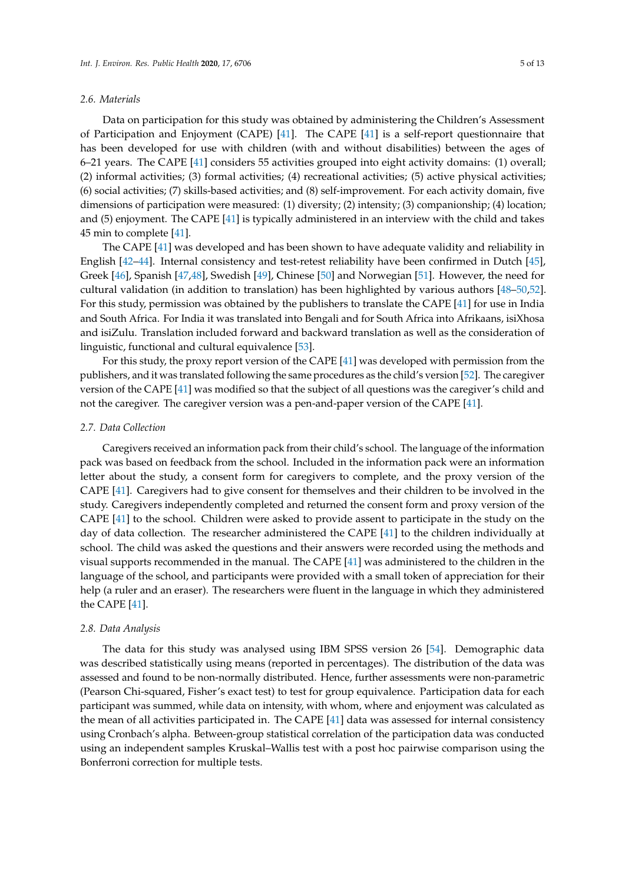### 2.6. Materials

Data on participation for this study was obtained by administering the Children's Assessment of Participation and Enjoyment (CAPE) [41]. The CAPE [41] is a self-report questionnaire that has been developed for use with children (with and without disabilities) between the ages of 6–21 years. The CAPE [41] considers 55 activities grouped into eight activity domains: (1) overall; (2) informal activities; (3) formal activities; (4) recreational activities; (5) active physical activities; (6) social activities; (7) skills-based activities; and (8) self-improvement. For each activity domain, five dimensions of participation were measured: (1) diversity; (2) intensity; (3) companionship; (4) location; and (5) enjoyment. The CAPE [41] is typically administered in an interview with the child and takes 45 min to complete [41].

The CAPE [41] was developed and has been shown to have adequate validity and reliability in English [42–44]. Internal consistency and test-retest reliability have been confirmed in Dutch [45], Greek [46], Spanish [47,48], Swedish [49], Chinese [50] and Norwegian [51]. However, the need for cultural validation (in addition to translation) has been highlighted by various authors [48–50,52]. For this study, permission was obtained by the publishers to translate the CAPE [41] for use in India and South Africa. For India it was translated into Bengali and for South Africa into Afrikaans, isiXhosa and isiZulu. Translation included forward and backward translation as well as the consideration of linguistic, functional and cultural equivalence [53].

For this study, the proxy report version of the CAPE [41] was developed with permission from the publishers, and it was translated following the same procedures as the child's version [52]. The caregiver version of the CAPE [41] was modified so that the subject of all questions was the caregiver's child and not the caregiver. The caregiver version was a pen-and-paper version of the CAPE [41].

### 2.7. Data Collection

Caregivers received an information pack from their child's school. The language of the information pack was based on feedback from the school. Included in the information pack were an information letter about the study, a consent form for caregivers to complete, and the proxy version of the CAPE [41]. Caregivers had to give consent for themselves and their children to be involved in the study. Caregivers independently completed and returned the consent form and proxy version of the CAPE [41] to the school. Children were asked to provide assent to participate in the study on the day of data collection. The researcher administered the CAPE [41] to the children individually at school. The child was asked the questions and their answers were recorded using the methods and visual supports recommended in the manual. The CAPE [41] was administered to the children in the language of the school, and participants were provided with a small token of appreciation for their help (a ruler and an eraser). The researchers were fluent in the language in which they administered the CAPE [41].

### 2.8. Data Analysis

The data for this study was analysed using IBM SPSS version 26 [54]. Demographic data was described statistically using means (reported in percentages). The distribution of the data was assessed and found to be non-normally distributed. Hence, further assessments were non-parametric (Pearson Chi-squared, Fisher's exact test) to test for group equivalence. Participation data for each participant was summed, while data on intensity, with whom, where and enjoyment was calculated as the mean of all activities participated in. The CAPE [41] data was assessed for internal consistency using Cronbach's alpha. Between-group statistical correlation of the participation data was conducted using an independent samples Kruskal–Wallis test with a post hoc pairwise comparison using the Bonferroni correction for multiple tests.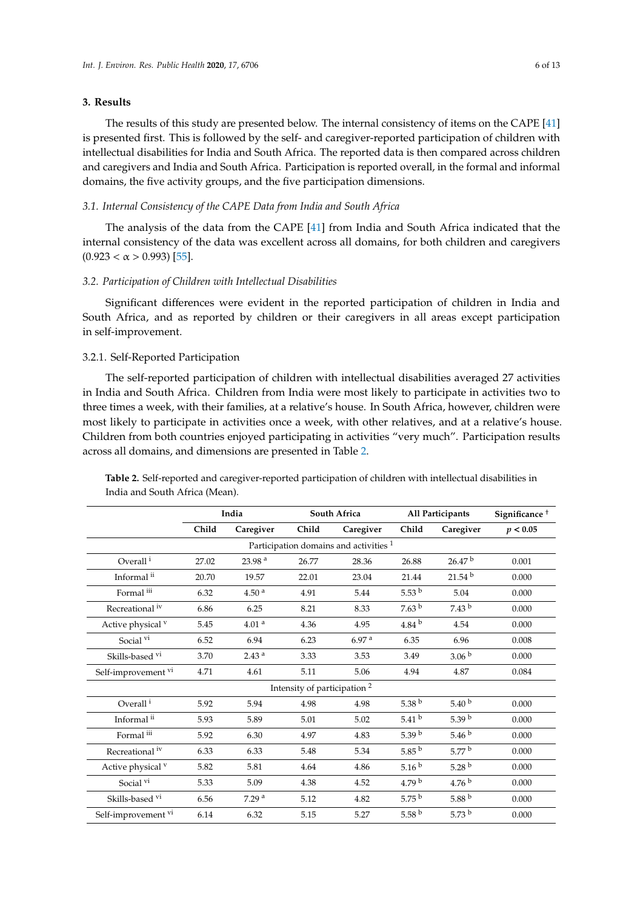## 3. Results

The results of this study are presented below. The internal consistency of items on the CAPE [41] is presented first. This is followed by the self- and caregiver-reported participation of children with intellectual disabilities for India and South Africa. The reported data is then compared across children and caregivers and India and South Africa. Participation is reported overall, in the formal and informal domains, the five activity groups, and the five participation dimensions.

### 3.1. Internal Consistency of the CAPE Data from India and South Africa

The analysis of the data from the CAPE [41] from India and South Africa indicated that the internal consistency of the data was excellent across all domains, for both children and caregivers ($0.923 < \alpha > 0.993$) [55].

### 3.2. Participation of Children with Intellectual Disabilities

Significant differences were evident in the reported participation of children in India and South Africa, and as reported by children or their caregivers in all areas except participation in self-improvement.

#### 3.2.1. Self-Reported Participation

The self-reported participation of children with intellectual disabilities averaged 27 activities in India and South Africa. Children from India were most likely to participate in activities two to three times a week, with their families, at a relative's house. In South Africa, however, children were most likely to participate in activities once a week, with other relatives, and at a relative's house. Children from both countries enjoyed participating in activities "very much". Participation results across all domains, and dimensions are presented in Table 2.

**Table 2.** Self-reported and caregiver-reported participation of children with intellectual disabilities in India and South Africa (Mean).

| | India | | South Africa | | All Participants | | Significance [†] |
|---|---|---|---|---|---|---|---|
| | Child | Caregiver | Child | Caregiver | Child | Caregiver | $p < 0.05$ |
| **Participation domains and activities [1]** | | | | | | | |
| Overall [i] | 27.02 | 23.98 [a] | 26.77 | 28.36 | 26.88 | 26.47 [b] | 0.001 |
| Informal [ii] | 20.70 | 19.57 | 22.01 | 23.04 | 21.44 | 21.54 [b] | 0.000 |
| Formal [iii] | 6.32 | 4.50 [a] | 4.91 | 5.44 | 5.53 [b] | 5.04 | 0.000 |
| Recreational [iv] | 6.86 | 6.25 | 8.21 | 8.33 | 7.63 [b] | 7.43 [b] | 0.000 |
| Active physical [v] | 5.45 | 4.01 [a] | 4.36 | 4.95 | 4.84 [b] | 4.54 | 0.000 |
| Social [vi] | 6.52 | 6.94 | 6.23 | 6.97 [a] | 6.35 | 6.96 | 0.008 |
| Skills-based [vi] | 3.70 | 2.43 [a] | 3.33 | 3.53 | 3.49 | 3.06 [b] | 0.000 |
| Self-improvement [vi] | 4.71 | 4.61 | 5.11 | 5.06 | 4.94 | 4.87 | 0.084 |
| **Intensity of participation [2]** | | | | | | | |
| Overall [i] | 5.92 | 5.94 | 4.98 | 4.98 | 5.38 [b] | 5.40 [b] | 0.000 |
| Informal [ii] | 5.93 | 5.89 | 5.01 | 5.02 | 5.41 [b] | 5.39 [b] | 0.000 |
| Formal [iii] | 5.92 | 6.30 | 4.97 | 4.83 | 5.39 [b] | 5.46 [b] | 0.000 |
| Recreational [iv] | 6.33 | 6.33 | 5.48 | 5.34 | 5.85 [b] | 5.77 [b] | 0.000 |
| Active physical [v] | 5.82 | 5.81 | 4.64 | 4.86 | 5.16 [b] | 5.28 [b] | 0.000 |
| Social [vi] | 5.33 | 5.09 | 4.38 | 4.52 | 4.79 [b] | 4.76 [b] | 0.000 |
| Skills-based [vi] | 6.56 | 7.29 [a] | 5.12 | 4.82 | 5.75 [b] | 5.88 [b] | 0.000 |
| Self-improvement [vi] | 6.14 | 6.32 | 5.15 | 5.27 | 5.58 [b] | 5.73 [b] | 0.000 |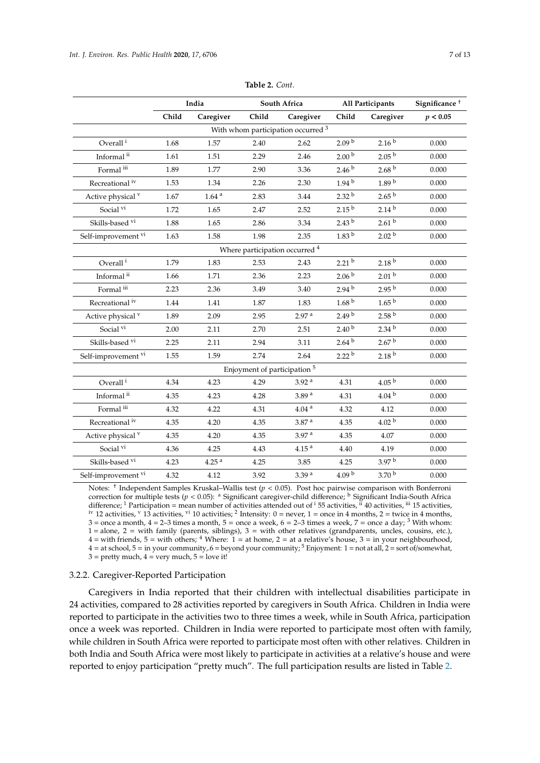**Table 2.** *Cont.*

| | India | | South Africa | | All Participants | | Significance [†] |
|---|---|---|---|---|---|---|---|
| | Child | Caregiver | Child | Caregiver | Child | Caregiver | $p < 0.05$ |
| With whom participation occurred [3] | | | | | | | |
| Overall [i] | 1.68 | 1.57 | 2.40 | 2.62 | 2.09 [b] | 2.16 [b] | 0.000 |
| Informal [ii] | 1.61 | 1.51 | 2.29 | 2.46 | 2.00 [b] | 2.05 [b] | 0.000 |
| Formal [iii] | 1.89 | 1.77 | 2.90 | 3.36 | 2.46 [b] | 2.68 [b] | 0.000 |
| Recreational [iv] | 1.53 | 1.34 | 2.26 | 2.30 | 1.94 [b] | 1.89 [b] | 0.000 |
| Active physical [v] | 1.67 | 1.64 [a] | 2.83 | 3.44 | 2.32 [b] | 2.65 [b] | 0.000 |
| Social [vi] | 1.72 | 1.65 | 2.47 | 2.52 | 2.15 [b] | 2.14 [b] | 0.000 |
| Skills-based [vi] | 1.88 | 1.65 | 2.86 | 3.34 | 2.43 [b] | 2.61 [b] | 0.000 |
| Self-improvement [vi] | 1.63 | 1.58 | 1.98 | 2.35 | 1.83 [b] | 2.02 [b] | 0.000 |
| Where participation occurred [4] | | | | | | | |
| Overall [i] | 1.79 | 1.83 | 2.53 | 2.43 | 2.21 [b] | 2.18 [b] | 0.000 |
| Informal [ii] | 1.66 | 1.71 | 2.36 | 2.23 | 2.06 [b] | 2.01 [b] | 0.000 |
| Formal [iii] | 2.23 | 2.36 | 3.49 | 3.40 | 2.94 [b] | 2.95 [b] | 0.000 |
| Recreational [iv] | 1.44 | 1.41 | 1.87 | 1.83 | 1.68 [b] | 1.65 [b] | 0.000 |
| Active physical [v] | 1.89 | 2.09 | 2.95 | 2.97 [a] | 2.49 [b] | 2.58 [b] | 0.000 |
| Social [vi] | 2.00 | 2.11 | 2.70 | 2.51 | 2.40 [b] | 2.34 [b] | 0.000 |
| Skills-based [vi] | 2.25 | 2.11 | 2.94 | 3.11 | 2.64 [b] | 2.67 [b] | 0.000 |
| Self-improvement [vi] | 1.55 | 1.59 | 2.74 | 2.64 | 2.22 [b] | 2.18 [b] | 0.000 |
| Enjoyment of participation [5] | | | | | | | |
| Overall [i] | 4.34 | 4.23 | 4.29 | 3.92 [a] | 4.31 | 4.05 [b] | 0.000 |
| Informal [ii] | 4.35 | 4.23 | 4.28 | 3.89 [a] | 4.31 | 4.04 [b] | 0.000 |
| Formal [iii] | 4.32 | 4.22 | 4.31 | 4.04 [a] | 4.32 | 4.12 | 0.000 |
| Recreational [iv] | 4.35 | 4.20 | 4.35 | 3.87 [a] | 4.35 | 4.02 [b] | 0.000 |
| Active physical [v] | 4.35 | 4.20 | 4.35 | 3.97 [a] | 4.35 | 4.07 | 0.000 |
| Social [vi] | 4.36 | 4.25 | 4.43 | 4.15 [a] | 4.40 | 4.19 | 0.000 |
| Skills-based [vi] | 4.23 | 4.25 [a] | 4.25 | 3.85 | 4.25 | 3.97 [b] | 0.000 |
| Self-improvement [vi] | 4.32 | 4.12 | 3.92 | 3.39 [a] | 4.09 [b] | 3.70 [b] | 0.000 |

Notes: [†] Independent Samples Kruskal–Wallis test ($p < 0.05$). Post hoc pairwise comparison with Bonferroni correction for multiple tests ($p < 0.05$): [a] Significant caregiver-child difference; [b] Significant India-South Africa difference; [1] Participation = mean number of activities attended out of [i] 55 activities, [ii] 40 activities, [iii] 15 activities, [iv] 12 activities, [v] 13 activities, [vi] 10 activities; [2] Intensity: 0 = never, 1 = once in 4 months, 2 = twice in 4 months, 3 = once a month, 4 = 2–3 times a month, 5 = once a week, 6 = 2–3 times a week, 7 = once a day; [3] With whom: 1 = alone, 2 = with family (parents, siblings), 3 = with other relatives (grandparents, uncles, cousins, etc.), 4 = with friends, 5 = with others; [4] Where: 1 = at home, 2 = at a relative's house, 3 = in your neighbourhood, 4 = at school, 5 = in your community,.6 = beyond your community; [5] Enjoyment: 1 = not at all, 2 = sort of/somewhat, 3 = pretty much, 4 = very much, 5 = love it!

#### 3.2.2. Caregiver-Reported Participation

Caregivers in India reported that their children with intellectual disabilities participate in 24 activities, compared to 28 activities reported by caregivers in South Africa. Children in India were reported to participate in the activities two to three times a week, while in South Africa, participation once a week was reported. Children in India were reported to participate most often with family, while children in South Africa were reported to participate most often with other relatives. Children in both India and South Africa were most likely to participate in activities at a relative's house and were reported to enjoy participation "pretty much". The full participation results are listed in Table 2.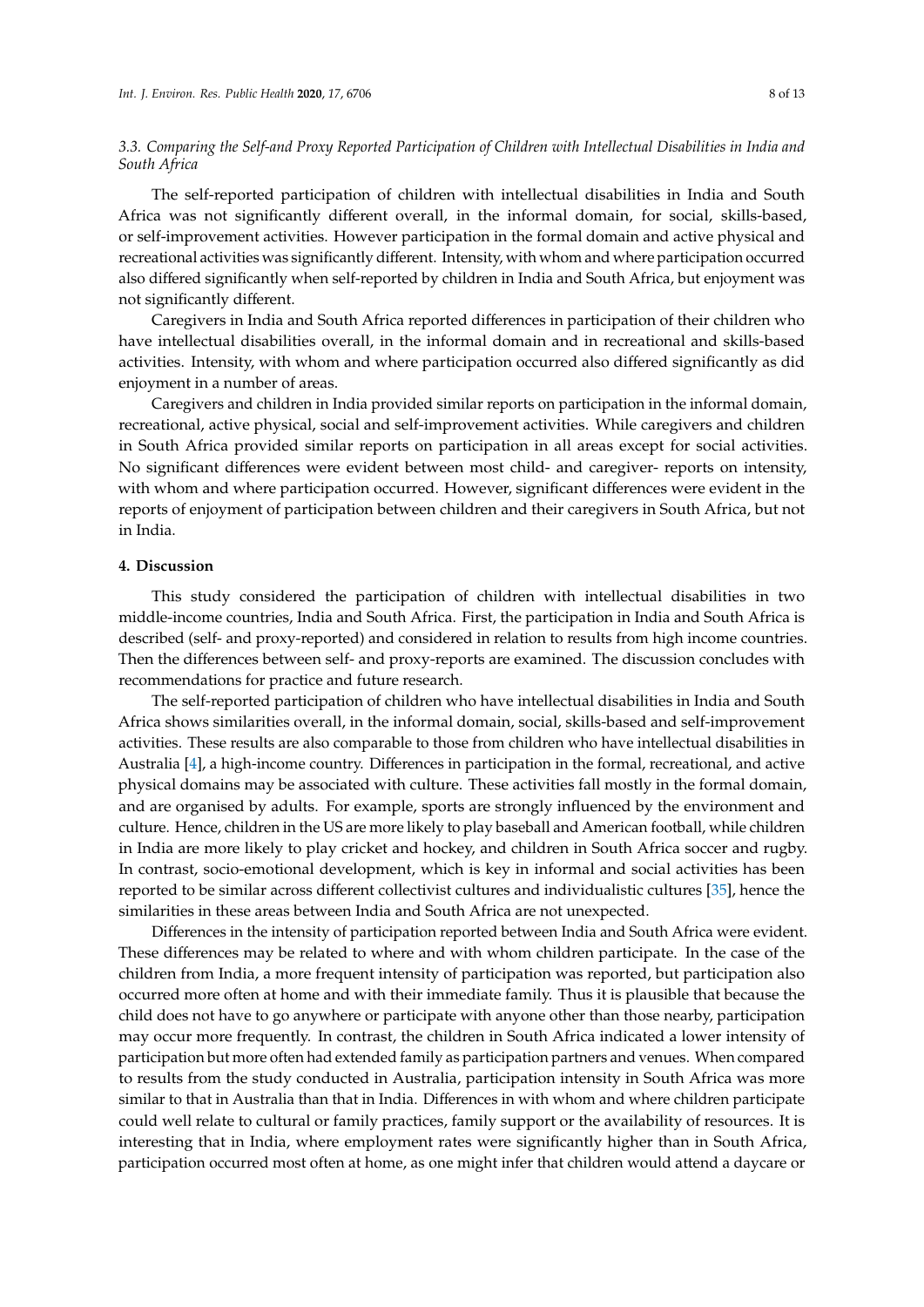### 3.3. Comparing the Self-and Proxy Reported Participation of Children with Intellectual Disabilities in India and South Africa

The self-reported participation of children with intellectual disabilities in India and South Africa was not significantly different overall, in the informal domain, for social, skills-based, or self-improvement activities. However participation in the formal domain and active physical and recreational activities was significantly different. Intensity, with whom and where participation occurred also differed significantly when self-reported by children in India and South Africa, but enjoyment was not significantly different.

Caregivers in India and South Africa reported differences in participation of their children who have intellectual disabilities overall, in the informal domain and in recreational and skills-based activities. Intensity, with whom and where participation occurred also differed significantly as did enjoyment in a number of areas.

Caregivers and children in India provided similar reports on participation in the informal domain, recreational, active physical, social and self-improvement activities. While caregivers and children in South Africa provided similar reports on participation in all areas except for social activities. No significant differences were evident between most child- and caregiver- reports on intensity, with whom and where participation occurred. However, significant differences were evident in the reports of enjoyment of participation between children and their caregivers in South Africa, but not in India.

## 4. Discussion

This study considered the participation of children with intellectual disabilities in two middle-income countries, India and South Africa. First, the participation in India and South Africa is described (self- and proxy-reported) and considered in relation to results from high income countries. Then the differences between self- and proxy-reports are examined. The discussion concludes with recommendations for practice and future research.

The self-reported participation of children who have intellectual disabilities in India and South Africa shows similarities overall, in the informal domain, social, skills-based and self-improvement activities. These results are also comparable to those from children who have intellectual disabilities in Australia [4], a high-income country. Differences in participation in the formal, recreational, and active physical domains may be associated with culture. These activities fall mostly in the formal domain, and are organised by adults. For example, sports are strongly influenced by the environment and culture. Hence, children in the US are more likely to play baseball and American football, while children in India are more likely to play cricket and hockey, and children in South Africa soccer and rugby. In contrast, socio-emotional development, which is key in informal and social activities has been reported to be similar across different collectivist cultures and individualistic cultures [35], hence the similarities in these areas between India and South Africa are not unexpected.

Differences in the intensity of participation reported between India and South Africa were evident. These differences may be related to where and with whom children participate. In the case of the children from India, a more frequent intensity of participation was reported, but participation also occurred more often at home and with their immediate family. Thus it is plausible that because the child does not have to go anywhere or participate with anyone other than those nearby, participation may occur more frequently. In contrast, the children in South Africa indicated a lower intensity of participation but more often had extended family as participation partners and venues. When compared to results from the study conducted in Australia, participation intensity in South Africa was more similar to that in Australia than that in India. Differences in with whom and where children participate could well relate to cultural or family practices, family support or the availability of resources. It is interesting that in India, where employment rates were significantly higher than in South Africa, participation occurred most often at home, as one might infer that children would attend a daycare or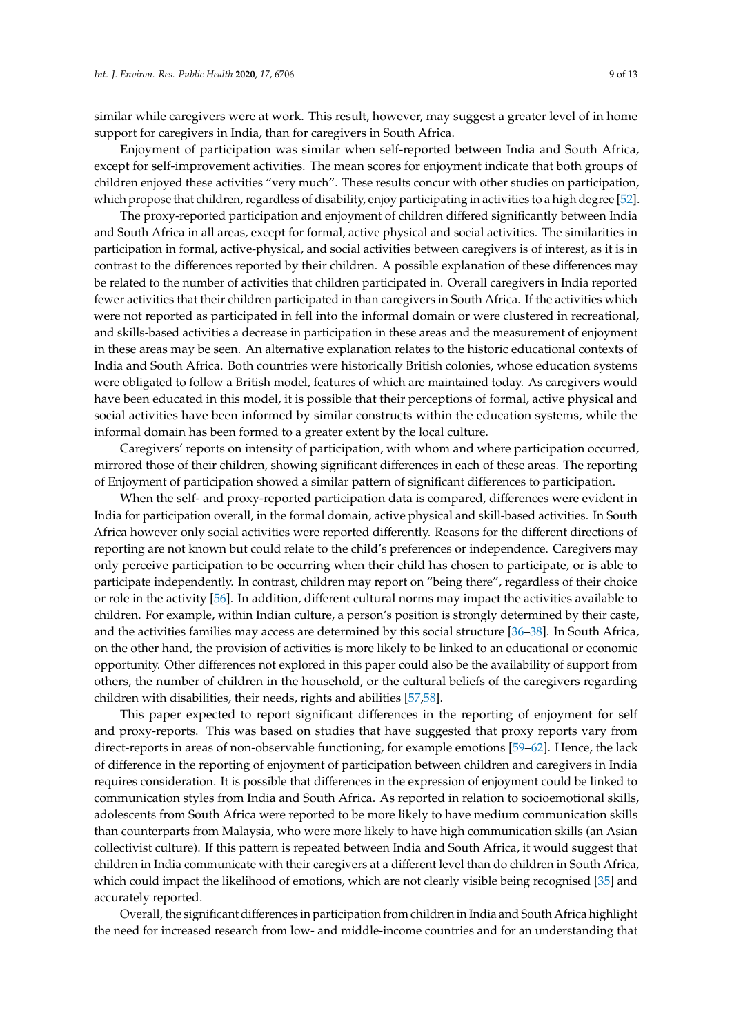similar while caregivers were at work. This result, however, may suggest a greater level of in home support for caregivers in India, than for caregivers in South Africa.

Enjoyment of participation was similar when self-reported between India and South Africa, except for self-improvement activities. The mean scores for enjoyment indicate that both groups of children enjoyed these activities "very much". These results concur with other studies on participation, which propose that children, regardless of disability, enjoy participating in activities to a high degree [52].

The proxy-reported participation and enjoyment of children differed significantly between India and South Africa in all areas, except for formal, active physical and social activities. The similarities in participation in formal, active-physical, and social activities between caregivers is of interest, as it is in contrast to the differences reported by their children. A possible explanation of these differences may be related to the number of activities that children participated in. Overall caregivers in India reported fewer activities that their children participated in than caregivers in South Africa. If the activities which were not reported as participated in fell into the informal domain or were clustered in recreational, and skills-based activities a decrease in participation in these areas and the measurement of enjoyment in these areas may be seen. An alternative explanation relates to the historic educational contexts of India and South Africa. Both countries were historically British colonies, whose education systems were obligated to follow a British model, features of which are maintained today. As caregivers would have been educated in this model, it is possible that their perceptions of formal, active physical and social activities have been informed by similar constructs within the education systems, while the informal domain has been formed to a greater extent by the local culture.

Caregivers' reports on intensity of participation, with whom and where participation occurred, mirrored those of their children, showing significant differences in each of these areas. The reporting of Enjoyment of participation showed a similar pattern of significant differences to participation.

When the self- and proxy-reported participation data is compared, differences were evident in India for participation overall, in the formal domain, active physical and skill-based activities. In South Africa however only social activities were reported differently. Reasons for the different directions of reporting are not known but could relate to the child's preferences or independence. Caregivers may only perceive participation to be occurring when their child has chosen to participate, or is able to participate independently. In contrast, children may report on "being there", regardless of their choice or role in the activity [56]. In addition, different cultural norms may impact the activities available to children. For example, within Indian culture, a person's position is strongly determined by their caste, and the activities families may access are determined by this social structure [36–38]. In South Africa, on the other hand, the provision of activities is more likely to be linked to an educational or economic opportunity. Other differences not explored in this paper could also be the availability of support from others, the number of children in the household, or the cultural beliefs of the caregivers regarding children with disabilities, their needs, rights and abilities [57,58].

This paper expected to report significant differences in the reporting of enjoyment for self and proxy-reports. This was based on studies that have suggested that proxy reports vary from direct-reports in areas of non-observable functioning, for example emotions [59–62]. Hence, the lack of difference in the reporting of enjoyment of participation between children and caregivers in India requires consideration. It is possible that differences in the expression of enjoyment could be linked to communication styles from India and South Africa. As reported in relation to socioemotional skills, adolescents from South Africa were reported to be more likely to have medium communication skills than counterparts from Malaysia, who were more likely to have high communication skills (an Asian collectivist culture). If this pattern is repeated between India and South Africa, it would suggest that children in India communicate with their caregivers at a different level than do children in South Africa, which could impact the likelihood of emotions, which are not clearly visible being recognised [35] and accurately reported.

Overall, the significant differences in participation from children in India and South Africa highlight the need for increased research from low- and middle-income countries and for an understanding that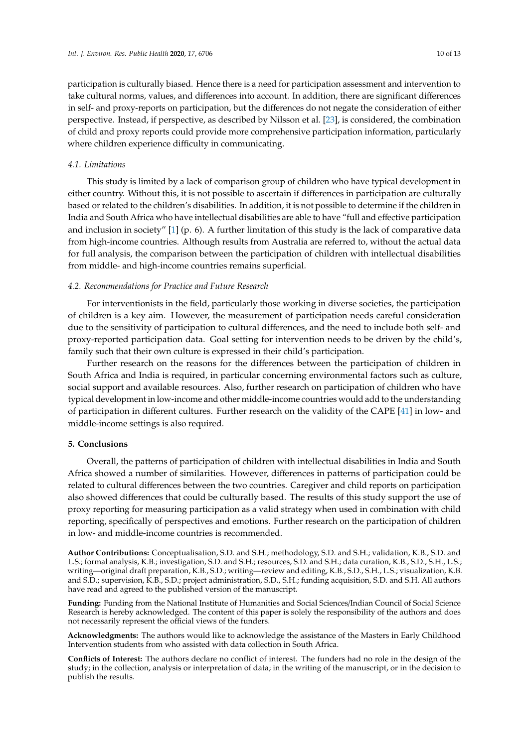participation is culturally biased. Hence there is a need for participation assessment and intervention to take cultural norms, values, and differences into account. In addition, there are significant differences in self- and proxy-reports on participation, but the differences do not negate the consideration of either perspective. Instead, if perspective, as described by Nilsson et al. [23], is considered, the combination of child and proxy reports could provide more comprehensive participation information, particularly where children experience difficulty in communicating.

### *4.1. Limitations*

This study is limited by a lack of comparison group of children who have typical development in either country. Without this, it is not possible to ascertain if differences in participation are culturally based or related to the children's disabilities. In addition, it is not possible to determine if the children in India and South Africa who have intellectual disabilities are able to have "full and effective participation and inclusion in society" [1] (p. 6). A further limitation of this study is the lack of comparative data from high-income countries. Although results from Australia are referred to, without the actual data for full analysis, the comparison between the participation of children with intellectual disabilities from middle- and high-income countries remains superficial.

### *4.2. Recommendations for Practice and Future Research*

For interventionists in the field, particularly those working in diverse societies, the participation of children is a key aim. However, the measurement of participation needs careful consideration due to the sensitivity of participation to cultural differences, and the need to include both self- and proxy-reported participation data. Goal setting for intervention needs to be driven by the child's, family such that their own culture is expressed in their child's participation.

Further research on the reasons for the differences between the participation of children in South Africa and India is required, in particular concerning environmental factors such as culture, social support and available resources. Also, further research on participation of children who have typical development in low-income and other middle-income countries would add to the understanding of participation in different cultures. Further research on the validity of the CAPE [41] in low- and middle-income settings is also required.

## **5. Conclusions**

Overall, the patterns of participation of children with intellectual disabilities in India and South Africa showed a number of similarities. However, differences in patterns of participation could be related to cultural differences between the two countries. Caregiver and child reports on participation also showed differences that could be culturally based. The results of this study support the use of proxy reporting for measuring participation as a valid strategy when used in combination with child reporting, specifically of perspectives and emotions. Further research on the participation of children in low- and middle-income countries is recommended.

**Author Contributions:** Conceptualisation, S.D. and S.H.; methodology, S.D. and S.H.; validation, K.B., S.D. and L.S.; formal analysis, K.B.; investigation, S.D. and S.H.; resources, S.D. and S.H.; data curation, K.B., S.D., S.H., L.S.; writing—original draft preparation, K.B., S.D.; writing—review and editing, K.B., S.D., S.H., L.S.; visualization, K.B. and S.D.; supervision, K.B., S.D.; project administration, S.D., S.H.; funding acquisition, S.D. and S.H. All authors have read and agreed to the published version of the manuscript.

**Funding:** Funding from the National Institute of Humanities and Social Sciences/Indian Council of Social Science Research is hereby acknowledged. The content of this paper is solely the responsibility of the authors and does not necessarily represent the official views of the funders.

**Acknowledgments:** The authors would like to acknowledge the assistance of the Masters in Early Childhood Intervention students from who assisted with data collection in South Africa.

**Conflicts of Interest:** The authors declare no conflict of interest. The funders had no role in the design of the study; in the collection, analysis or interpretation of data; in the writing of the manuscript, or in the decision to publish the results.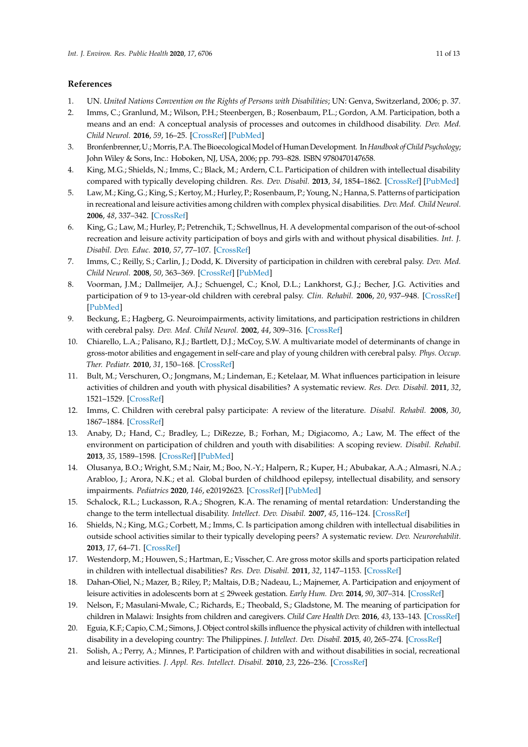## References

1. UN. *United Nations Convention on the Rights of Persons with Disabilities*; UN: Genva, Switzerland, 2006; p. 37.
2. Imms, C.; Granlund, M.; Wilson, P.H.; Steenbergen, B.; Rosenbaum, P.L.; Gordon, A.M. Participation, both a means and an end: A conceptual analysis of processes and outcomes in childhood disability. *Dev. Med. Child Neurol.* **2016**, *59*, 16–25. [CrossRef] [PubMed]
3. Bronfenbrenner, U.; Morris, P.A. The Bioecological Model of Human Development. In *Handbook of Child Psychology*; John Wiley & Sons, Inc.: Hoboken, NJ, USA, 2006; pp. 793–828. ISBN 9780470147658.
4. King, M.G.; Shields, N.; Imms, C.; Black, M.; Ardern, C.L. Participation of children with intellectual disability compared with typically developing children. *Res. Dev. Disabil.* **2013**, *34*, 1854–1862. [CrossRef] [PubMed]
5. Law, M.; King, G.; King, S.; Kertoy, M.; Hurley, P.; Rosenbaum, P.; Young, N.; Hanna, S. Patterns of participation in recreational and leisure activities among children with complex physical disabilities. *Dev. Med. Child Neurol.* **2006**, *48*, 337–342. [CrossRef]
6. King, G.; Law, M.; Hurley, P.; Petrenchik, T.; Schwellnus, H. A developmental comparison of the out-of-school recreation and leisure activity participation of boys and girls with and without physical disabilities. *Int. J. Disabil. Dev. Educ.* **2010**, *57*, 77–107. [CrossRef]
7. Imms, C.; Reilly, S.; Carlin, J.; Dodd, K. Diversity of participation in children with cerebral palsy. *Dev. Med. Child Neurol.* **2008**, *50*, 363–369. [CrossRef] [PubMed]
8. Voorman, J.M.; Dallmeijer, A.J.; Schuengel, C.; Knol, D.L.; Lankhorst, G.J.; Becher, J.G. Activities and participation of 9 to 13-year-old children with cerebral palsy. *Clin. Rehabil.* **2006**, *20*, 937–948. [CrossRef] [PubMed]
9. Beckung, E.; Hagberg, G. Neuroimpairments, activity limitations, and participation restrictions in children with cerebral palsy. *Dev. Med. Child Neurol.* **2002**, *44*, 309–316. [CrossRef]
10. Chiarello, L.A.; Palisano, R.J.; Bartlett, D.J.; McCoy, S.W. A multivariate model of determinants of change in gross-motor abilities and engagement in self-care and play of young children with cerebral palsy. *Phys. Occup. Ther. Pediatr.* **2010**, *31*, 150–168. [CrossRef]
11. Bult, M.; Verschuren, O.; Jongmans, M.; Lindeman, E.; Ketelaar, M. What influences participation in leisure activities of children and youth with physical disabilities? A systematic review. *Res. Dev. Disabil.* **2011**, *32*, 1521–1529. [CrossRef]
12. Imms, C. Children with cerebral palsy participate: A review of the literature. *Disabil. Rehabil.* **2008**, *30*, 1867–1884. [CrossRef]
13. Anaby, D.; Hand, C.; Bradley, L.; DiRezze, B.; Forhan, M.; Digiacomo, A.; Law, M. The effect of the environment on participation of children and youth with disabilities: A scoping review. *Disabil. Rehabil.* **2013**, *35*, 1589–1598. [CrossRef] [PubMed]
14. Olusanya, B.O.; Wright, S.M.; Nair, M.; Boo, N.-Y.; Halpern, R.; Kuper, H.; Abubakar, A.A.; Almasri, N.A.; Arabloo, J.; Arora, N.K.; et al. Global burden of childhood epilepsy, intellectual disability, and sensory impairments. *Pediatrics* **2020**, *146*, e20192623. [CrossRef] [PubMed]
15. Schalock, R.L.; Luckasson, R.A.; Shogren, K.A. The renaming of mental retardation: Understanding the change to the term intellectual disability. *Intellect. Dev. Disabil.* **2007**, *45*, 116–124. [CrossRef]
16. Shields, N.; King, M.G.; Corbett, M.; Imms, C. Is participation among children with intellectual disabilities in outside school activities similar to their typically developing peers? A systematic review. *Dev. Neurorehabilit.* **2013**, *17*, 64–71. [CrossRef]
17. Westendorp, M.; Houwen, S.; Hartman, E.; Visscher, C. Are gross motor skills and sports participation related in children with intellectual disabilities? *Res. Dev. Disabil.* **2011**, *32*, 1147–1153. [CrossRef]
18. Dahan-Oliel, N.; Mazer, B.; Riley, P.; Maltais, D.B.; Nadeau, L.; Majnemer, A. Participation and enjoyment of leisure activities in adolescents born at ≤ 29week gestation. *Early Hum. Dev.* **2014**, *90*, 307–314. [CrossRef]
19. Nelson, F.; Masulani-Mwale, C.; Richards, E.; Theobald, S.; Gladstone, M. The meaning of participation for children in Malawi: Insights from children and caregivers. *Child Care Health Dev.* **2016**, *43*, 133–143. [CrossRef]
20. Eguia, K.F.; Capio, C.M.; Simons, J. Object control skills influence the physical activity of children with intellectual disability in a developing country: The Philippines. *J. Intellect. Dev. Disabil.* **2015**, *40*, 265–274. [CrossRef]
21. Solish, A.; Perry, A.; Minnes, P. Participation of children with and without disabilities in social, recreational and leisure activities. *J. Appl. Res. Intellect. Disabil.* **2010**, *23*, 226–236. [CrossRef]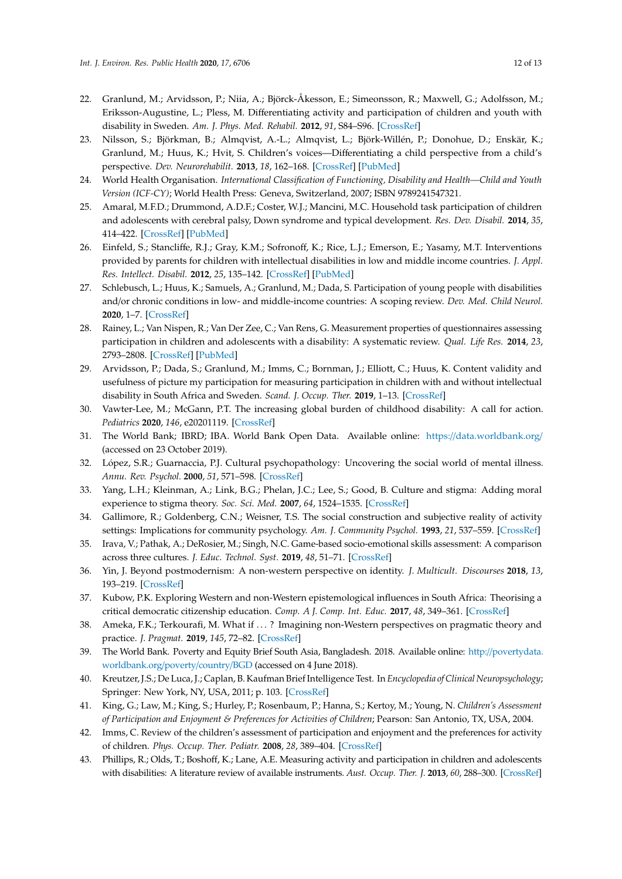22. Granlund, M.; Arvidsson, P.; Niia, A.; Björck-Åkesson, E.; Simeonsson, R.; Maxwell, G.; Adolfsson, M.; Eriksson-Augustine, L.; Pless, M. Differentiating activity and participation of children and youth with disability in Sweden. *Am. J. Phys. Med. Rehabil.* **2012**, *91*, S84–S96. [CrossRef]
23. Nilsson, S.; Björkman, B.; Almqvist, A.-L.; Almqvist, L.; Björk-Willén, P.; Donohue, D.; Enskär, K.; Granlund, M.; Huus, K.; Hvit, S. Children's voices—Differentiating a child perspective from a child's perspective. *Dev. Neurorehabilit.* **2013**, *18*, 162–168. [CrossRef] [PubMed]
24. World Health Organisation. *International Classification of Functioning, Disability and Health—Child and Youth Version (ICF-CY)*; World Health Press: Geneva, Switzerland, 2007; ISBN 9789241547321.
25. Amaral, M.F.D.; Drummond, A.D.F.; Coster, W.J.; Mancini, M.C. Household task participation of children and adolescents with cerebral palsy, Down syndrome and typical development. *Res. Dev. Disabil.* **2014**, *35*, 414–422. [CrossRef] [PubMed]
26. Einfeld, S.; Stancliffe, R.J.; Gray, K.M.; Sofronoff, K.; Rice, L.J.; Emerson, E.; Yasamy, M.T. Interventions provided by parents for children with intellectual disabilities in low and middle income countries. *J. Appl. Res. Intellect. Disabil.* **2012**, *25*, 135–142. [CrossRef] [PubMed]
27. Schlebusch, L.; Huus, K.; Samuels, A.; Granlund, M.; Dada, S. Participation of young people with disabilities and/or chronic conditions in low- and middle-income countries: A scoping review. *Dev. Med. Child Neurol.* **2020**, 1–7. [CrossRef]
28. Rainey, L.; Van Nispen, R.; Van Der Zee, C.; Van Rens, G. Measurement properties of questionnaires assessing participation in children and adolescents with a disability: A systematic review. *Qual. Life Res.* **2014**, *23*, 2793–2808. [CrossRef] [PubMed]
29. Arvidsson, P.; Dada, S.; Granlund, M.; Imms, C.; Bornman, J.; Elliott, C.; Huus, K. Content validity and usefulness of picture my participation for measuring participation in children with and without intellectual disability in South Africa and Sweden. *Scand. J. Occup. Ther.* **2019**, 1–13. [CrossRef]
30. Vawter-Lee, M.; McGann, P.T. The increasing global burden of childhood disability: A call for action. *Pediatrics* **2020**, *146*, e20201119. [CrossRef]
31. The World Bank; IBRD; IBA. World Bank Open Data. Available online: https://data.worldbank.org/ (accessed on 23 October 2019).
32. López, S.R.; Guarnaccia, P.J. Cultural psychopathology: Uncovering the social world of mental illness. *Annu. Rev. Psychol.* **2000**, *51*, 571–598. [CrossRef]
33. Yang, L.H.; Kleinman, A.; Link, B.G.; Phelan, J.C.; Lee, S.; Good, B. Culture and stigma: Adding moral experience to stigma theory. *Soc. Sci. Med.* **2007**, *64*, 1524–1535. [CrossRef]
34. Gallimore, R.; Goldenberg, C.N.; Weisner, T.S. The social construction and subjective reality of activity settings: Implications for community psychology. *Am. J. Community Psychol.* **1993**, *21*, 537–559. [CrossRef]
35. Irava, V.; Pathak, A.; DeRosier, M.; Singh, N.C. Game-based socio-emotional skills assessment: A comparison across three cultures. *J. Educ. Technol. Syst.* **2019**, *48*, 51–71. [CrossRef]
36. Yin, J. Beyond postmodernism: A non-western perspective on identity. *J. Multicult. Discourses* **2018**, *13*, 193–219. [CrossRef]
37. Kubow, P.K. Exploring Western and non-Western epistemological influences in South Africa: Theorising a critical democratic citizenship education. *Comp. A J. Comp. Int. Educ.* **2017**, *48*, 349–361. [CrossRef]
38. Ameka, F.K.; Terkourafi, M. What if . . . ? Imagining non-Western perspectives on pragmatic theory and practice. *J. Pragmat.* **2019**, *145*, 72–82. [CrossRef]
39. The World Bank. Poverty and Equity Brief South Asia, Bangladesh. 2018. Available online: http://povertydata.worldbank.org/poverty/country/BGD (accessed on 4 June 2018).
40. Kreutzer, J.S.; De Luca, J.; Caplan, B. Kaufman Brief Intelligence Test. In *Encyclopedia of Clinical Neuropsychology*; Springer: New York, NY, USA, 2011; p. 103. [CrossRef]
41. King, G.; Law, M.; King, S.; Hurley, P.; Rosenbaum, P.; Hanna, S.; Kertoy, M.; Young, N. *Children's Assessment of Participation and Enjoyment & Preferences for Activities of Children*; Pearson: San Antonio, TX, USA, 2004.
42. Imms, C. Review of the children's assessment of participation and enjoyment and the preferences for activity of children. *Phys. Occup. Ther. Pediatr.* **2008**, *28*, 389–404. [CrossRef]
43. Phillips, R.; Olds, T.; Boshoff, K.; Lane, A.E. Measuring activity and participation in children and adolescents with disabilities: A literature review of available instruments. *Aust. Occup. Ther. J.* **2013**, *60*, 288–300. [CrossRef]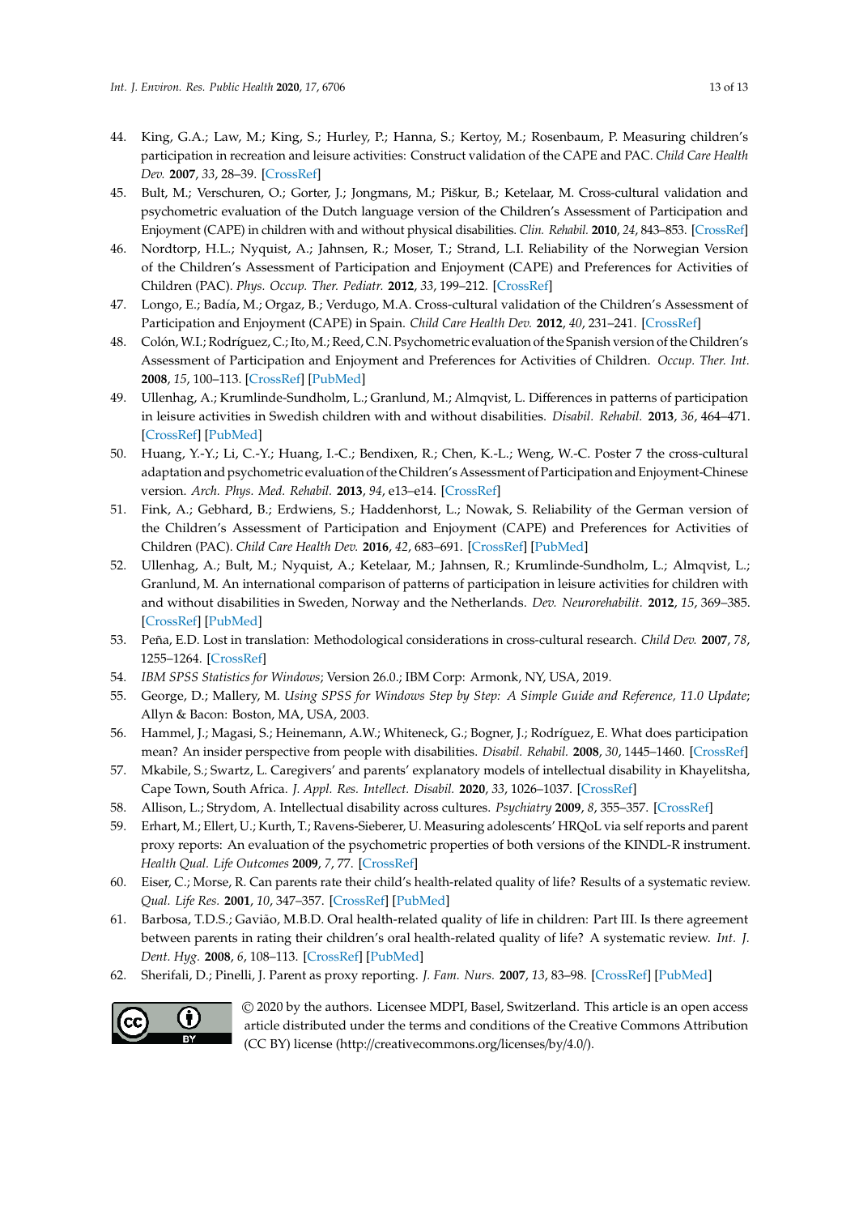44. King, G.A.; Law, M.; King, S.; Hurley, P.; Hanna, S.; Kertoy, M.; Rosenbaum, P. Measuring children's participation in recreation and leisure activities: Construct validation of the CAPE and PAC. *Child Care Health Dev.* **2007**, *33*, 28–39. [CrossRef]
45. Bult, M.; Verschuren, O.; Gorter, J.; Jongmans, M.; Piškur, B.; Ketelaar, M. Cross-cultural validation and psychometric evaluation of the Dutch language version of the Children's Assessment of Participation and Enjoyment (CAPE) in children with and without physical disabilities. *Clin. Rehabil.* **2010**, *24*, 843–853. [CrossRef]
46. Nordtorp, H.L.; Nyquist, A.; Jahnsen, R.; Moser, T.; Strand, L.I. Reliability of the Norwegian Version of the Children's Assessment of Participation and Enjoyment (CAPE) and Preferences for Activities of Children (PAC). *Phys. Occup. Ther. Pediatr.* **2012**, *33*, 199–212. [CrossRef]
47. Longo, E.; Badía, M.; Orgaz, B.; Verdugo, M.A. Cross-cultural validation of the Children's Assessment of Participation and Enjoyment (CAPE) in Spain. *Child Care Health Dev.* **2012**, *40*, 231–241. [CrossRef]
48. Colón, W.I.; Rodríguez, C.; Ito, M.; Reed, C.N. Psychometric evaluation of the Spanish version of the Children's Assessment of Participation and Enjoyment and Preferences for Activities of Children. *Occup. Ther. Int.* **2008**, *15*, 100–113. [CrossRef] [PubMed]
49. Ullenhag, A.; Krumlinde-Sundholm, L.; Granlund, M.; Almqvist, L. Differences in patterns of participation in leisure activities in Swedish children with and without disabilities. *Disabil. Rehabil.* **2013**, *36*, 464–471. [CrossRef] [PubMed]
50. Huang, Y.-Y.; Li, C.-Y.; Huang, I.-C.; Bendixen, R.; Chen, K.-L.; Weng, W.-C. Poster 7 the cross-cultural adaptation and psychometric evaluation of the Children's Assessment of Participation and Enjoyment-Chinese version. *Arch. Phys. Med. Rehabil.* **2013**, *94*, e13–e14. [CrossRef]
51. Fink, A.; Gebhard, B.; Erdwiens, S.; Haddenhorst, L.; Nowak, S. Reliability of the German version of the Children's Assessment of Participation and Enjoyment (CAPE) and Preferences for Activities of Children (PAC). *Child Care Health Dev.* **2016**, *42*, 683–691. [CrossRef] [PubMed]
52. Ullenhag, A.; Bult, M.; Nyquist, A.; Ketelaar, M.; Jahnsen, R.; Krumlinde-Sundholm, L.; Almqvist, L.; Granlund, M. An international comparison of patterns of participation in leisure activities for children with and without disabilities in Sweden, Norway and the Netherlands. *Dev. Neurorehabilit.* **2012**, *15*, 369–385. [CrossRef] [PubMed]
53. Peña, E.D. Lost in translation: Methodological considerations in cross-cultural research. *Child Dev.* **2007**, *78*, 1255–1264. [CrossRef]
54. *IBM SPSS Statistics for Windows*; Version 26.0.; IBM Corp: Armonk, NY, USA, 2019.
55. George, D.; Mallery, M. *Using SPSS for Windows Step by Step: A Simple Guide and Reference, 11.0 Update*; Allyn & Bacon: Boston, MA, USA, 2003.
56. Hammel, J.; Magasi, S.; Heinemann, A.W.; Whiteneck, G.; Bogner, J.; Rodríguez, E. What does participation mean? An insider perspective from people with disabilities. *Disabil. Rehabil.* **2008**, *30*, 1445–1460. [CrossRef]
57. Mkabile, S.; Swartz, L. Caregivers' and parents' explanatory models of intellectual disability in Khayelitsha, Cape Town, South Africa. *J. Appl. Res. Intellect. Disabil.* **2020**, *33*, 1026–1037. [CrossRef]
58. Allison, L.; Strydom, A. Intellectual disability across cultures. *Psychiatry* **2009**, *8*, 355–357. [CrossRef]
59. Erhart, M.; Ellert, U.; Kurth, T.; Ravens-Sieberer, U. Measuring adolescents' HRQoL via self reports and parent proxy reports: An evaluation of the psychometric properties of both versions of the KINDL-R instrument. *Health Qual. Life Outcomes* **2009**, *7*, 77. [CrossRef]
60. Eiser, C.; Morse, R. Can parents rate their child's health-related quality of life? Results of a systematic review. *Qual. Life Res.* **2001**, *10*, 347–357. [CrossRef] [PubMed]
61. Barbosa, T.D.S.; Gavião, M.B.D. Oral health-related quality of life in children: Part III. Is there agreement between parents in rating their children's oral health-related quality of life? A systematic review. *Int. J. Dent. Hyg.* **2008**, *6*, 108–113. [CrossRef] [PubMed]
62. Sherifali, D.; Pinelli, J. Parent as proxy reporting. *J. Fam. Nurs.* **2007**, *13*, 83–98. [CrossRef] [PubMed]

© 2020 by the authors. Licensee MDPI, Basel, Switzerland. This article is an open access article distributed under the terms and conditions of the Creative Commons Attribution (CC BY) license (http://creativecommons.org/licenses/by/4.0/).